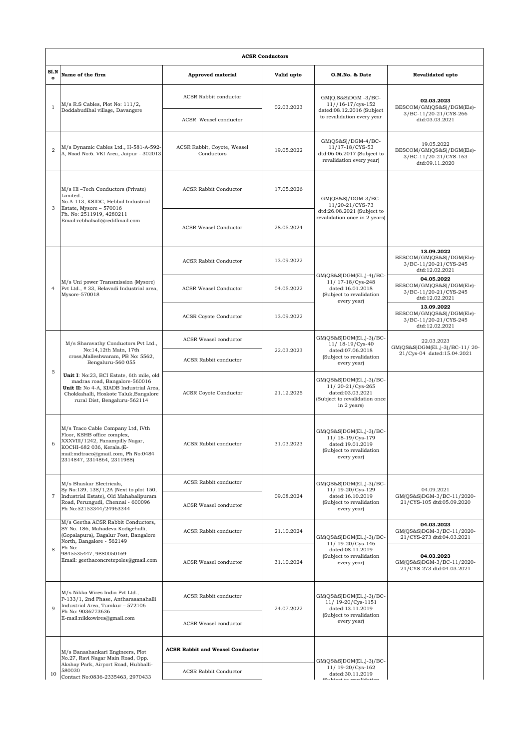| ACSR Conductors | | | | | |
|---|---|---|---|---|---|
| **Sl.No** | **Name of the firm** | **Approved material** | **Valid upto** | **O.M.No. & Date** | **Revalidated upto** |
| 1 | M/s R.S Cables, Plot No: 111/2, Doddabudihal village, Davangere | ACSR Rabbit conductor | 02.03.2023 | GM(Q,S&S)DGM -3/BC-11//16-17/cys-152 dated:08.12.2016 (Subject to revalidation every year | **02.03.2023** BESCOM/GM(QS&S)/DGM(Ele)-3/BC-11/20-21/CYS-266 dtd:03.03.2021 |
| | | ACSR Weasel conductor | | | |
| 2 | M/s Dynamic Cables Ltd., H-581-A-592-A, Road No:6. VKI Area, Jaipur - 302013 | ACSR Rabbit, Coyote, Weasel Conductors | 19.05.2022 | GM(QS&S)/DGM-4/BC-11/17-18/CYS-53 dtd:06.06.2017 (Subject to revalidation every year) | 19.05.2022 BESCOM/GM(QS&S)/DGM(Ele)-3/BC-11/20-21/CYS-163 dtd:09.11.2020 |
| 3 | M/s Hi –Tech Conductors (Private) Limited., No.A-113, KSIDC, Hebbal Industrial Estate, Mysore – 570016 Ph. No: 2511919, 4280211 Email:rcbhalsali@rediffmail.com | ACSR Rabbit Conductor | 17.05.2026 | GM(QS&S)/DGM-3/BC-11/20-21/CYS-73 dtd:26.08.2021 (Subject to revalidation once in 2 years) | |
| | | ACSR Weasel Conductor | 28.05.2024 | | |
| 4 | M/s Uni power Transmission (Mysore) Pvt Ltd., # 33, Belavadi Industrial area, Mysore-570018 | ACSR Rabbit Conductor | 13.09.2022 | GM(QS&S)DGM(El.,)-4)/BC-11/ 17-18/Cys-248 dated:16.01.2018 (Subject to revalidation every year) | **13.09.2022** BESCOM/GM(QS&S)/DGM(Ele)-3/BC-11/20-21/CYS-245 dtd:12.02.2021 |
| | | ACSR Weasel Conductor | 04.05.2022 | | **04.05.2022** BESCOM/GM(QS&S)/DGM(Ele)-3/BC-11/20-21/CYS-245 dtd:12.02.2021 |
| | | ACSR Coyote Conductor | 13.09.2022 | | **13.09.2022** BESCOM/GM(QS&S)/DGM(Ele)-3/BC-11/20-21/CYS-245 dtd:12.02.2021 |
| 5 | M/s Sharavathy Conductors Pvt Ltd., No:14,12th Main, 17th cross,Malleshwaram, PB No: 5562, Bengaluru-560 055 | ACSR Weasel conductor | 22.03.2023 | GM(QS&S)DGM(El.,)-3)/BC-11/ 18-19/Cys-40 dated:07.06.2018 (Subject to revalidation every year) | 22.03.2023 GM(QS&S)DGM(El.,)-3)/BC-11/ 20-21/Cys-04 dated:15.04.2021 |
| | | ACSR Rabbit conductor | | | |
| | **Unit I**: No:23, BCI Estate, 6th mile, old madras road, Bangalore-560016 **Unit II:** No 4-A, KIADB Industrial Area, Chokkahalli, Hoskote Taluk,Bangalore rural Dist, Bengaluru-562114 | ACSR Coyote Conductor | 21.12.2025 | GM(QS&S)DGM(El.,)-3)/BC-11/ 20-21/Cys-265 dated:03.03.2021 (Subject to revalidation once in 2 years) | |
| 6 | M/s Traco Cable Company Ltd, IVth Floor, KSHB office complex, XXXVIII/1242, Panampilly Nagar, KOCHI-682 036, Kerala.(E-mail:mdtraco@gmail.com, Ph No:0484 2314847, 2314864, 2311988) | ACSR Rabbit conductor | 31.03.2023 | GM(QS&S)DGM(El.,)-3)/BC-11/ 18-19/Cys-179 dated:19.01.2019 (Subject to revalidation every year) | |
| 7 | M/s Bhaskar Electricals, Sy No:139, 138/1,2A (Next to plot 150, Industrial Estate), Old Mahabalipuram Road, Perungudi, Chennai - 600096 Ph No:52153344/24963344 | ACSR Rabbit conductor | 09.08.2024 | GM(QS&S)DGM(El.,)-3)/BC-11/ 19-20/Cys-129 dated:16.10.2019 (Subject to revalidation every year) | 04.09.2021 GM(QS&S)DGM-3/BC-11/2020-21/CYS-105 dtd:05.09.2020 |
| | | ACSR Weasel conductor | | | |
| 8 | M/s Geetha ACSR Rabbit Conductors, SY No. 186, Mahadeva Kodigehalli, (Gopalapura), Bagalur Post, Bangalore North, Bangalore - 562149 Ph No: 9845535447, 9880050169 Email: geethaconcretepoles@gmail.com | ACSR Rabbit conductor | 21.10.2024 | GM(QS&S)DGM(El.,)-3)/BC-11/ 19-20/Cys-146 dated:08.11.2019 (Subject to revalidation every year) | **04.03.2023** GM(QS&S)DGM-3/BC-11/2020-21/CYS-273 dtd:04.03.2021 |
| | | ACSR Weasel conductor | 31.10.2024 | | **04.03.2023** GM(QS&S)DGM-3/BC-11/2020-21/CYS-273 dtd:04.03.2021 |
| 9 | M/s Nikko Wires India Pvt Ltd., P-133/1, 2nd Phase, Antharasanahalli Industrial Area, Tumkur – 572106 Ph No: 9036773636 E-mail:nikkowires@gmail.com | ACSR Rabbit conductor | 24.07.2022 | GM(QS&S)DGM(El.,)-3)/BC-11/ 19-20/Cys-1151 dated:13.11.2019 (Subject to revalidation every year) | |
| | | ACSR Weasel conductor | | | |
| 10 | M/s Banashankari Engineers, Plot No.27, Ravi Nagar Main Road, Opp. Akshay Park, Airport Road, Hubballi-580030 Contact No:0836-2335463, 2970433 | **ACSR Rabbit and Weasel Conductor** | | GM(QS&S)DGM(El.,)-3)/BC-11/ 19-20/Cys-162 dated:30.11.2019 (Subject to revalidation | |
| | | ACSR Rabbit Conductor | | | |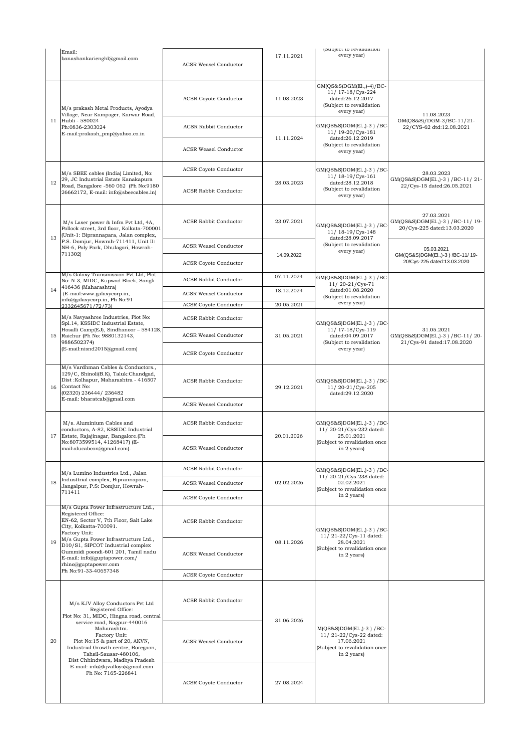| | | | | | |
|---|---|---|---|---|---|
| | Email: banashankarienghl@gmail.com | ACSR Weasel Conductor | 17.11.2021 | (Subject to revalidation every year) | |
| 11 | M/s prakash Metal Products, Ayodya Village, Near Kampager, Karwar Road, Hubli - 580024 Ph:0836-2303024 E-mail:prakash_pmp@yahoo.co.in | ACSR Coyote Conductor | 11.08.2023 | GM(QS&S)DGM(El.,)-4)/BC-11/ 17-18/Cys-224 dated:26.12.2017 (Subject to revalidation every year) | 11.08.2023 GM(QS&S)/DGM-3/BC-11/21-22/CYS-62 dtd:12.08.2021 |
| | | ACSR Rabbit Conductor | 11.11.2024 | GM(QS&S)DGM(El.,)-3 ) /BC-11/ 19-20/Cys-181 dated:26.12.2019 (Subject to revalidation every year) | |
| | | ACSR Weasel Conductor | | | |
| 12 | M/s SBEE cables (India) Limited, No: 29, JC Industrial Estate Kanakapura Road, Bangalore -560 062 (Ph No:9180 26662172, E-mail: info@sbeecables.in) | ACSR Coyote Conductor | 28.03.2023 | GM(QS&S)DGM(El.,)-3 ) /BC-11/ 18-19/Cys-161 dated:28.12.2018 (Subject to revalidation every year) | 28.03.2023 GM(QS&S)DGM(El.,)-3 ) /BC-11/ 21-22/Cys-15 dated:26.05.2021 |
| | | ACSR Rabbit Conductor | | | |
| 13 | M/s Laser power & Infra Pvt Ltd, 4A, Pollock street, 3rd floor, Kolkata-700001 (Unit-1: Biprannapara, Jalan complex, P.S. Domjur, Hawrah-711411, Unit II: NH-6, Poly Park, Dhulagori, Howrah-711302) | ACSR Rabbit Conductor | 23.07.2021 | GM(QS&S)DGM(El.,)-3 ) /BC-11/ 18-19/Cys-148 dated:28.09.2017 (Subject to revalidation every year) | 27.03.2021 GM(QS&S)DGM(El.,)-3 ) /BC-11/ 19-20/Cys-225 dated:13.03.2020 |
| | | ACSR Weasel Conductor | 14.09.2022 | | 05.03.2021 GM(QS&S)DGM(El.,)-3 ) /BC-11/ 19-20/Cys-225 dated:13.03.2020 |
| | | ACSR Coyote Conductor | | | |
| 14 | M/s Galaxy Transmission Pvt Ltd, Plot No: N-3, MIDC, Kupwad Block, Sangli-416436 (Maharashtra) (E-mail:www.galaxycorp.in, info@galaxycorp.in, Ph No:91 2332645671/72/73) | ACSR Rabbit Conductor | 07.11.2024 | GM(QS&S)DGM(El.,)-3 ) /BC-11/ 20-21/Cys-71 dated:01.08.2020 (Subject to revalidation every year) | |
| | | ACSR Weasel Conductor | 18.12.2024 | | |
| | | ACSR Coyote Conductor | 20.05.2021 | | |
| 15 | M/s Navyashree Industries, Plot No: Spl.14, KSSIDC Industrial Estate, Hosalli Camp(EJ), Sindhanoor – 584128, Raichur (Ph No: 9880132143, 9886502374) (E-mail:nisnd2015@gmail.com) | ACSR Rabbit Conductor | 31.05.2021 | GM(QS&S)DGM(El.,)-3 ) /BC-11/ 17-18/Cys-119 dated:04.09.2017 (Subject to revalidation every year) | 31.05.2021 GM(QS&S)DGM(El.,)-3 ) /BC-11/ 20-21/Cys-91 dated:17.08.2020 |
| | | ACSR Weasel Conductor | | | |
| | | ACSR Coyote Conductor | | | |
| 16 | M/s Vardhman Cables & Conductors., 129/C, Shinoli(B.K), Taluk:Chandgad, Dist :Kolhapur, Maharashtra - 416507 Contact No: (02320) 236444/ 236482 E-mail: bharatcab@gmail.com | ACSR Rabbit Conductor | 29.12.2021 | GM(QS&S)DGM(El.,)-3 ) /BC-11/ 20-21/Cys-205 dated:29.12.2020 | |
| | | ACSR Weasel Conductor | | | |
| 17 | M/s. Aluminium Cables and conductors, A-82, KSSIDC Industrial Estate, Rajajinagar, Bangalore.(Ph No:8073599514, 41268417) (E-mail:alucabcon@gmail.com). | ACSR Rabbit Conductor | 20.01.2026 | GM(QS&S)DGM(El.,)-3 ) /BC-11/ 20-21/Cys-232 dated: 25.01.2021 (Subject to revalidation once in 2 years) | |
| | | ACSR Weasel Conductor | | | |
| 18 | M/s Lumino Industries Ltd., Jalan Industrial complex, Biprannapara, Jangalpur, P.S: Domjur, Howrah-711411 | ACSR Rabbit Conductor | 02.02.2026 | GM(QS&S)DGM(El.,)-3 ) /BC-11/ 20-21/Cys-238 dated: 02.02.2021 (Subject to revalidation once in 2 years) | |
| | | ACSR Weasel Conductor | | | |
| | | ACSR Coyote Conductor | | | |
| 19 | M/s Gupta Power Infrastructure Ltd., Registered Office: EN-62, Sector V, 7th Floor, Salt Lake City, Kolkatta-700091. Factory Unit: M/s Gupta Power Infrastructure Ltd., D10/S1, SIPCOT Industrial complex Gummidi poondi-601 201, Tamil nadu E-mail: info@guptapower.com/ rhino@guptapower.com Ph No:91-33-40657348 | ACSR Rabbit Conductor | 08.11.2026 | GM(QS&S)DGM(El.,)-3 ) /BC-11/ 21-22/Cys-11 dated: 28.04.2021 (Subject to revalidation once in 2 years) | |
| | | ACSR Weasel Conductor | | | |
| | | ACSR Coyote Conductor | | | |
| 20 | M/s KJV Alloy Conductors Pvt Ltd Registered Office: Plot No: 31, MIDC, Hingna road, central service road, Nagpur-440016 Maharashtra. Factory Unit: Plot No:15 & part of 20, AKVN, Industrial Growth centre, Boregaon, Tahsil-Sausar-480106, Dist Chhindwara, Madhya Pradesh E-mail: info@kjvalloys@gmail.com Ph No: 7165-226841 | ACSR Rabbit Conductor | 31.06.2026 | M(QS&S)DGM(El.,)-3 ) /BC-11/ 21-22/Cys-22 dated: 17.06.2021 (Subject to revalidation once in 2 years) | |
| | | ACSR Weasel Conductor | | | |
| | | ACSR Coyote Conductor | 27.08.2024 | | |